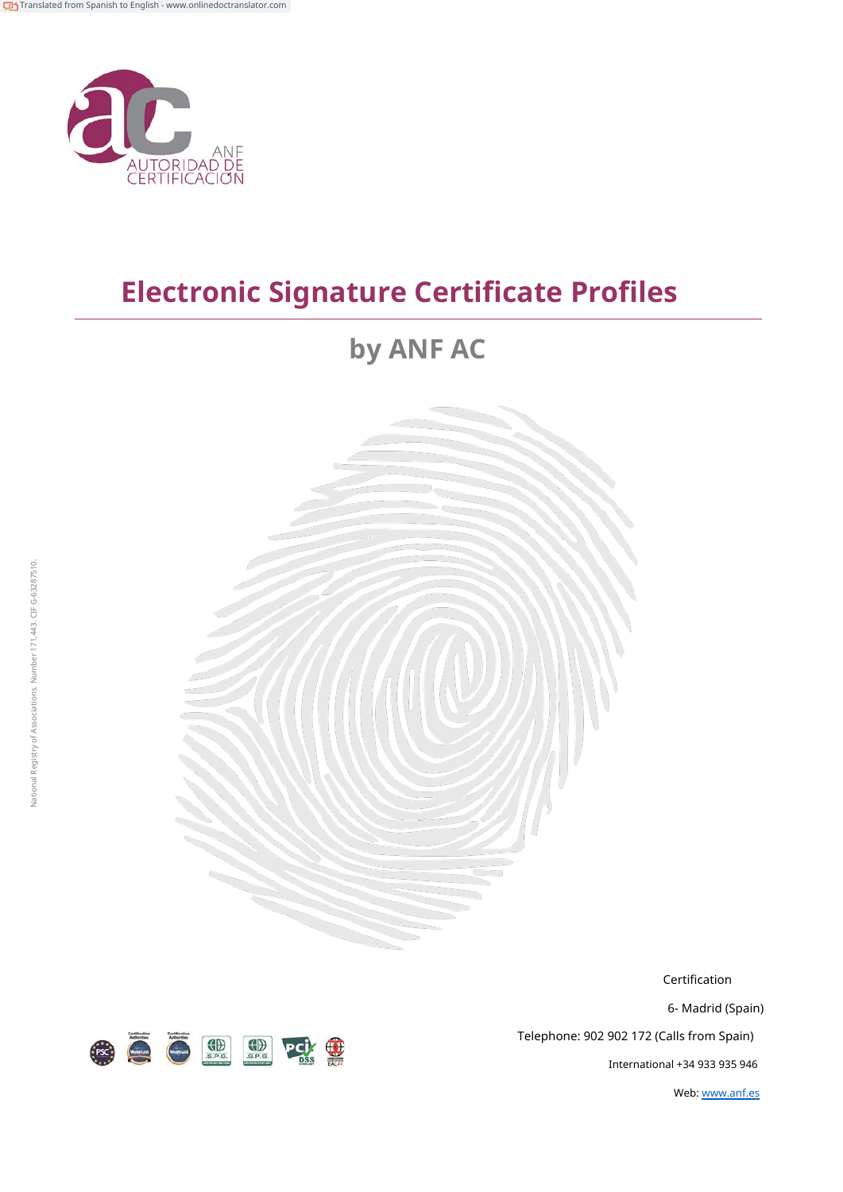Translated from Spanish to English - www.onlinedoctranslator.com

ANF AUTORIDAD DE CERTIFICACIÓN

# Electronic Signature Certificate Profiles

## by ANF AC

National Registry of Associations. Number 171,443. CIF G-63287510.

Certification

6- Madrid (Spain)

Telephone: 902 902 172 (Calls from Spain)

International +34 933 935 946

Web: www.anf.es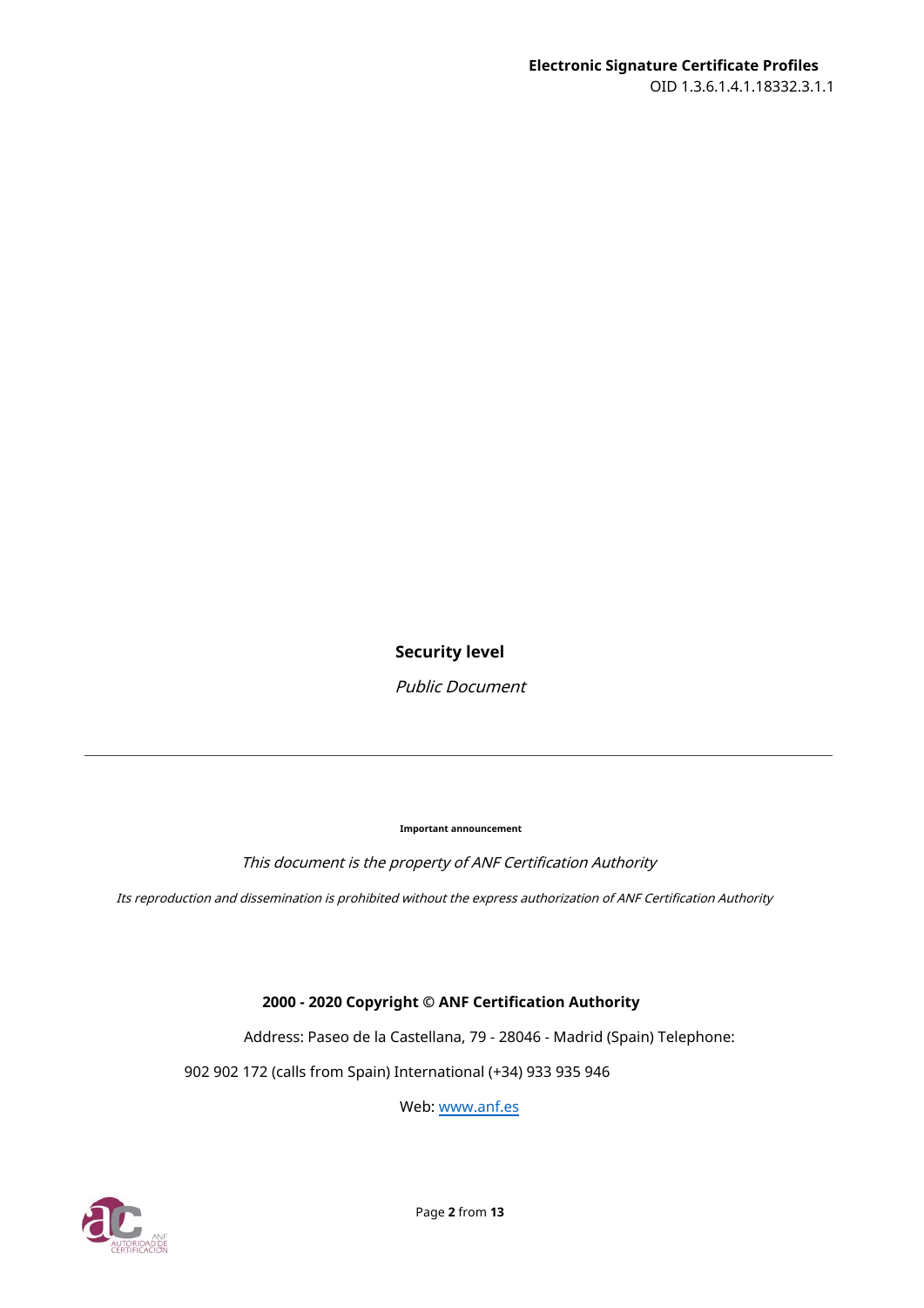**Security level**

*Public Document*

---

**Important announcement**

*This document is the property of ANF Certification Authority*

*Its reproduction and dissemination is prohibited without the express authorization of ANF Certification Authority*

**2000 - 2020 Copyright © ANF Certification Authority**

Address: Paseo de la Castellana, 79 - 28046 - Madrid (Spain) Telephone:

902 902 172 (calls from Spain) International (+34) 933 935 946

Web: [www.anf.es](www.anf.es)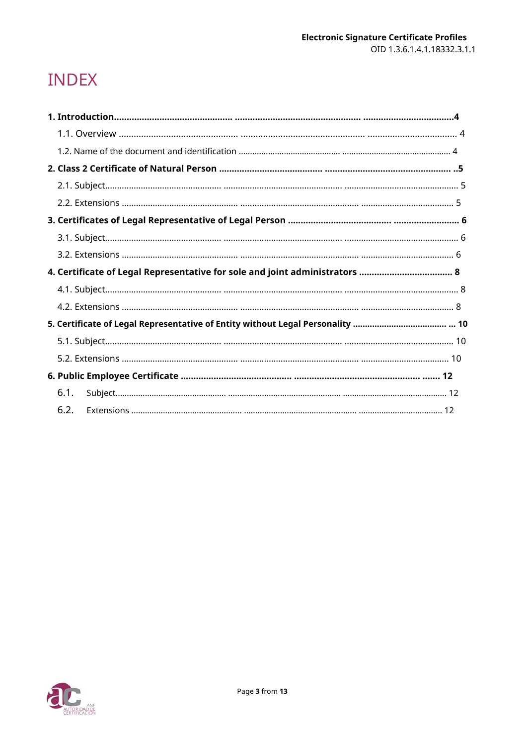# INDEX

**1. Introduction................................................ .................................................... ...................................4**

1.1. Overview ................................................. .................................................... ................................... 4

1.2. Name of the document and identification ............................................ ............................................... 4

**2. Class 2 Certificate of Natural Person ......................................... ................................................. ..5**

2.1. Subject................................................. ................................................. ............................................... 5

2.2. Extensions .................................................. ..................................................... ...................................... 5

**3. Certificates of Legal Representative of Legal Person ....................................... .......................... 6**

3.1. Subject................................................. ................................................. ............................................... 6

3.2. Extensions .................................................. ..................................................... ...................................... 6

**4. Certificate of Legal Representative for sole and joint administrators .................................... 8**

4.1. Subject................................................. ................................................. ............................................... 8

4.2. Extensions .................................................. ..................................................... ...................................... 8

**5. Certificate of Legal Representative of Entity without Legal Personality ....................................... ... 10**

5.1. Subject................................................. ................................................. ............................................. 10

5.2. Extensions .................................................. ..................................................... .................................... 10

**6. Public Employee Certificate ........................................... ................................................. ....... 12**

6.1. Subject................................................. ................................................. ............................................. 12

6.2. Extensions ................................................. ................................................... .................................... 12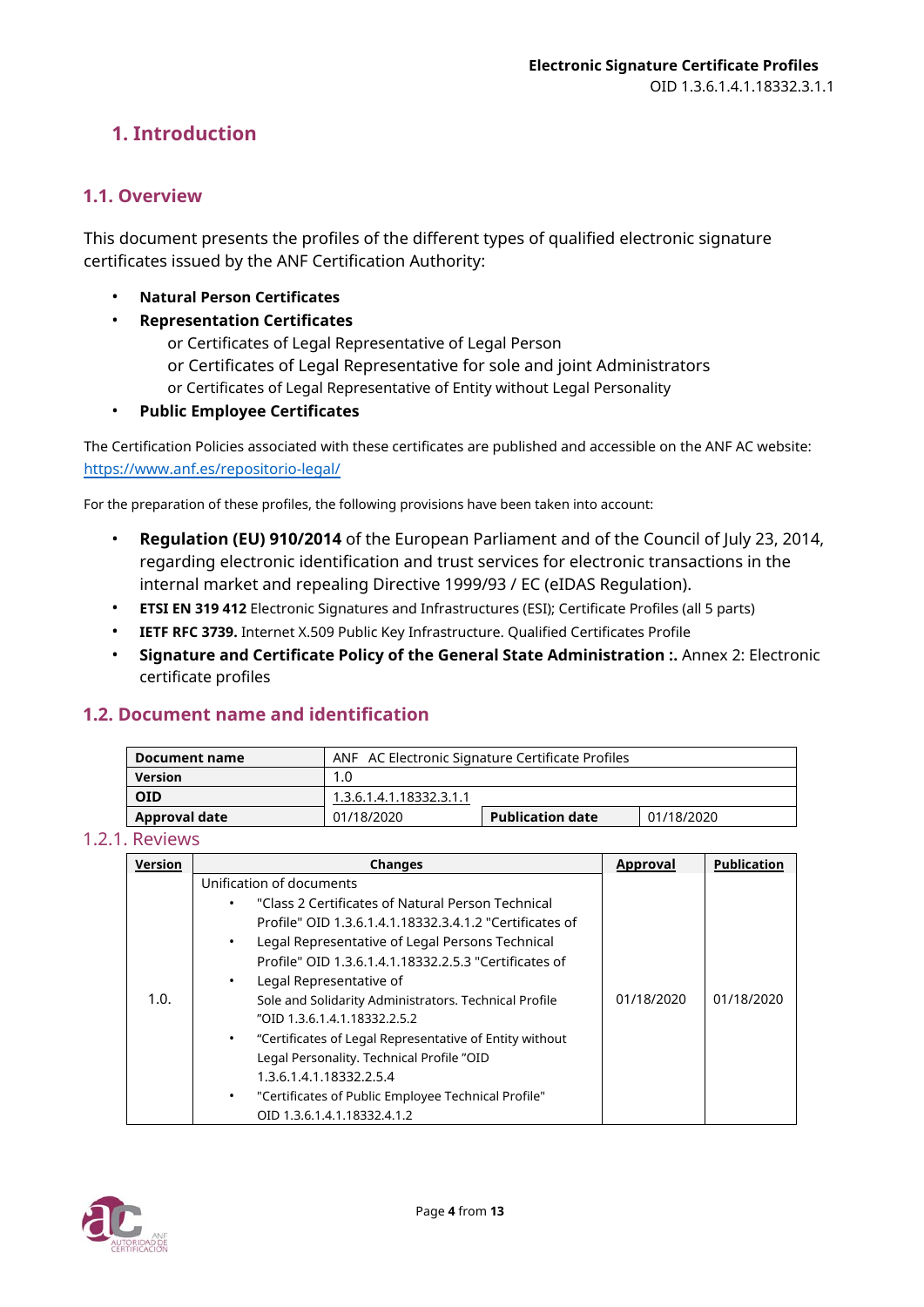# 1. Introduction

## 1.1. Overview

This document presents the profiles of the different types of qualified electronic signature certificates issued by the ANF Certification Authority:

- **Natural Person Certificates**
- **Representation Certificates**
  - or Certificates of Legal Representative of Legal Person
  - or Certificates of Legal Representative for sole and joint Administrators
  - or Certificates of Legal Representative of Entity without Legal Personality
- **Public Employee Certificates**

The Certification Policies associated with these certificates are published and accessible on the ANF AC website: https://www.anf.es/repositorio-legal/

For the preparation of these profiles, the following provisions have been taken into account:

- **Regulation (EU) 910/2014** of the European Parliament and of the Council of July 23, 2014, regarding electronic identification and trust services for electronic transactions in the internal market and repealing Directive 1999/93 / EC (eIDAS Regulation).
- **ETSI EN 319 412** Electronic Signatures and Infrastructures (ESI); Certificate Profiles (all 5 parts)
- **IETF RFC 3739.** Internet X.509 Public Key Infrastructure. Qualified Certificates Profile
- **Signature and Certificate Policy of the General State Administration :.** Annex 2: Electronic certificate profiles

## 1.2. Document name and identification

| **Document name** | ANF AC Electronic Signature Certificate Profiles | | |
|---|---|---|---|
| **Version** | 1.0 | | |
| **OID** | 1.3.6.1.4.1.18332.3.1.1 | | |
| **Approval date** | 01/18/2020 | **Publication date** | 01/18/2020 |

### 1.2.1. Reviews

| **Version** | **Changes** | **Approval** | **Publication** |
|---|---|---|---|
| 1.0. | Unification of documents<br>• "Class 2 Certificates of Natural Person Technical Profile" OID 1.3.6.1.4.1.18332.3.4.1.2 "Certificates of<br>• Legal Representative of Legal Persons Technical Profile" OID 1.3.6.1.4.1.18332.2.5.3 "Certificates of<br>• Legal Representative of Sole and Solidarity Administrators. Technical Profile "OID 1.3.6.1.4.1.18332.2.5.2<br>• "Certificates of Legal Representative of Entity without Legal Personality. Technical Profile "OID 1.3.6.1.4.1.18332.2.5.4<br>• "Certificates of Public Employee Technical Profile" OID 1.3.6.1.4.1.18332.4.1.2 | 01/18/2020 | 01/18/2020 |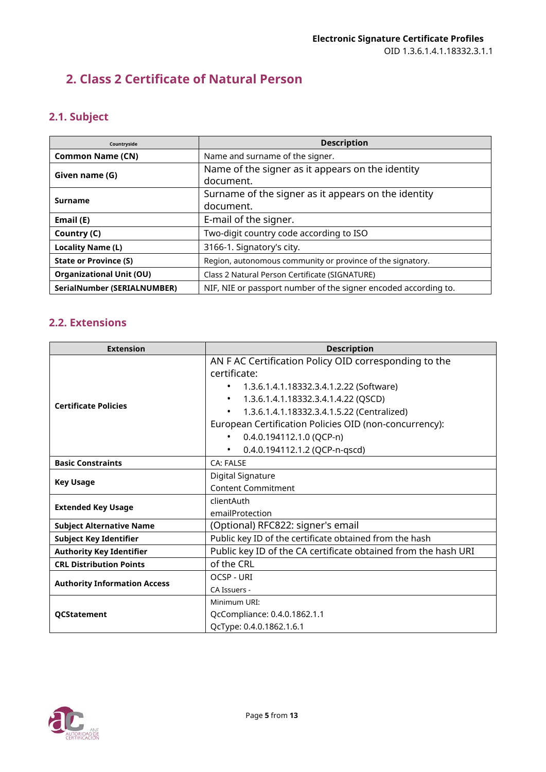# 2. Class 2 Certificate of Natural Person

## 2.1. Subject

| Countryside | Description |
|---|---|
| **Common Name (CN)** | Name and surname of the signer. |
| **Given name (G)** | Name of the signer as it appears on the identity document. |
| **Surname** | Surname of the signer as it appears on the identity document. |
| **Email (E)** | E-mail of the signer. |
| **Country (C)** | Two-digit country code according to ISO |
| **Locality Name (L)** | 3166-1. Signatory's city. |
| **State or Province (S)** | Region, autonomous community or province of the signatory. |
| **Organizational Unit (OU)** | Class 2 Natural Person Certificate (SIGNATURE) |
| **SerialNumber (SERIALNUMBER)** | NIF, NIE or passport number of the signer encoded according to. |

## 2.2. Extensions

| Extension | Description |
|---|---|
| **Certificate Policies** | AN F AC Certification Policy OID corresponding to the certificate:<br>• 1.3.6.1.4.1.18332.3.4.1.2.22 (Software)<br>• 1.3.6.1.4.1.18332.3.4.1.4.22 (QSCD)<br>• 1.3.6.1.4.1.18332.3.4.1.5.22 (Centralized)<br>European Certification Policies OID (non-concurrency):<br>• 0.4.0.194112.1.0 (QCP-n)<br>• 0.4.0.194112.1.2 (QCP-n-qscd) |
| **Basic Constraints** | CA: FALSE |
| **Key Usage** | Digital Signature<br>Content Commitment |
| **Extended Key Usage** | clientAuth<br>emailProtection |
| **Subject Alternative Name** | (Optional) RFC822: signer's email |
| **Subject Key Identifier** | Public key ID of the certificate obtained from the hash |
| **Authority Key Identifier** | Public key ID of the CA certificate obtained from the hash URI |
| **CRL Distribution Points** | of the CRL |
| **Authority Information Access** | OCSP - URI<br>CA Issuers - |
| **QCStatement** | Minimum URI:<br>QcCompliance: 0.4.0.1862.1.1<br>QcType: 0.4.0.1862.1.6.1 |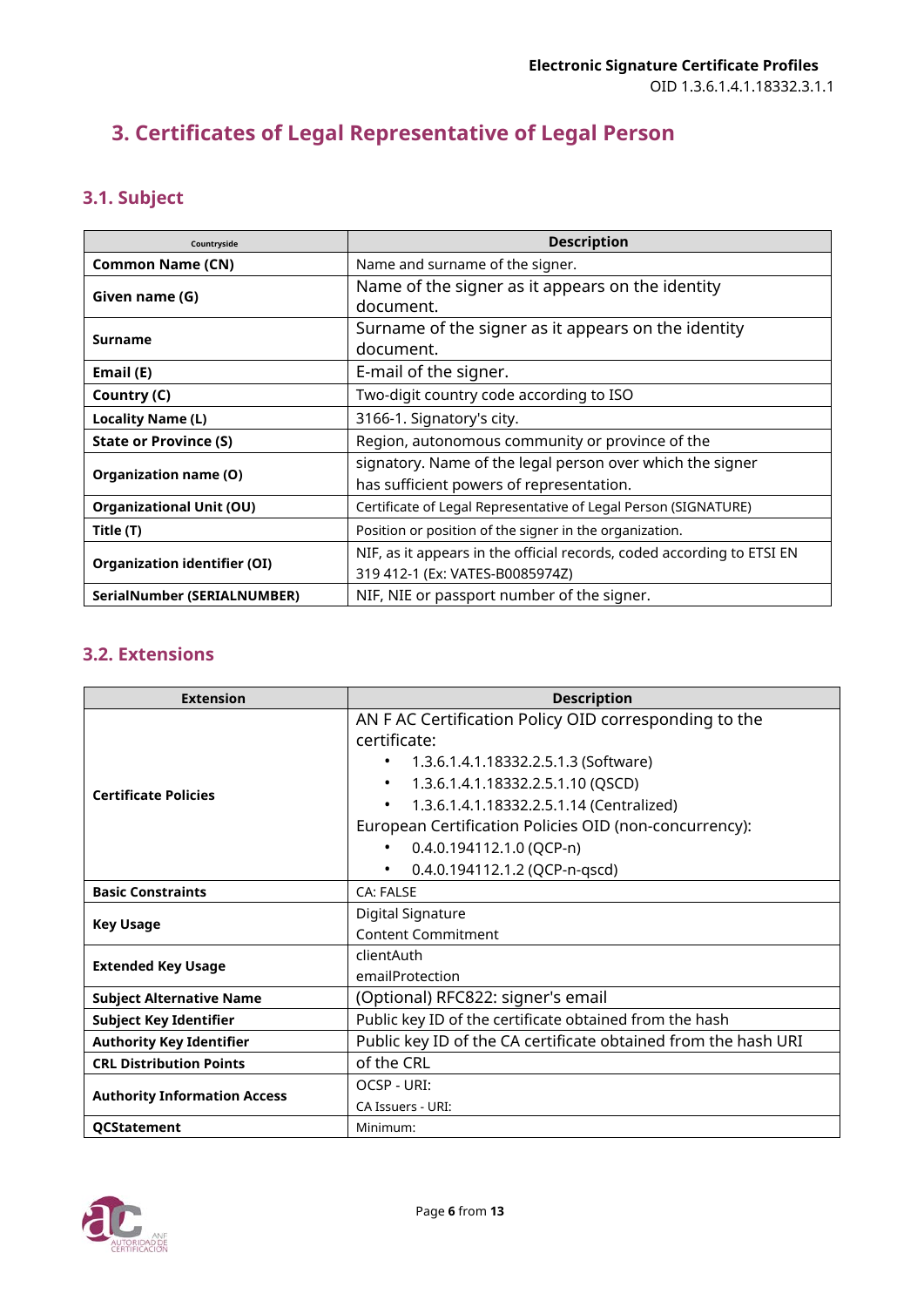## 3. Certificates of Legal Representative of Legal Person

### 3.1. Subject

| Countryside | Description |
|---|---|
| **Common Name (CN)** | Name and surname of the signer. |
| **Given name (G)** | Name of the signer as it appears on the identity document. |
| **Surname** | Surname of the signer as it appears on the identity document. |
| **Email (E)** | E-mail of the signer. |
| **Country (C)** | Two-digit country code according to ISO |
| **Locality Name (L)** | 3166-1. Signatory's city. |
| **State or Province (S)** | Region, autonomous community or province of the |
| **Organization name (O)** | signatory. Name of the legal person over which the signer has sufficient powers of representation. |
| **Organizational Unit (OU)** | Certificate of Legal Representative of Legal Person (SIGNATURE) |
| **Title (T)** | Position or position of the signer in the organization. |
| **Organization identifier (OI)** | NIF, as it appears in the official records, coded according to ETSI EN 319 412-1 (Ex: VATES-B0085974Z) |
| **SerialNumber (SERIALNUMBER)** | NIF, NIE or passport number of the signer. |

### 3.2. Extensions

| Extension | Description |
|---|---|
| **Certificate Policies** | AN F AC Certification Policy OID corresponding to the certificate:<br>• 1.3.6.1.4.1.18332.2.5.1.3 (Software)<br>• 1.3.6.1.4.1.18332.2.5.1.10 (QSCD)<br>• 1.3.6.1.4.1.18332.2.5.1.14 (Centralized)<br>European Certification Policies OID (non-concurrency):<br>• 0.4.0.194112.1.0 (QCP-n)<br>• 0.4.0.194112.1.2 (QCP-n-qscd) |
| **Basic Constraints** | CA: FALSE |
| **Key Usage** | Digital Signature<br>Content Commitment |
| **Extended Key Usage** | clientAuth<br>emailProtection |
| **Subject Alternative Name** | (Optional) RFC822: signer's email |
| **Subject Key Identifier** | Public key ID of the certificate obtained from the hash |
| **Authority Key Identifier** | Public key ID of the CA certificate obtained from the hash URI |
| **CRL Distribution Points** | of the CRL |
| **Authority Information Access** | OCSP - URI:<br>CA Issuers - URI: |
| **QCStatement** | Minimum: |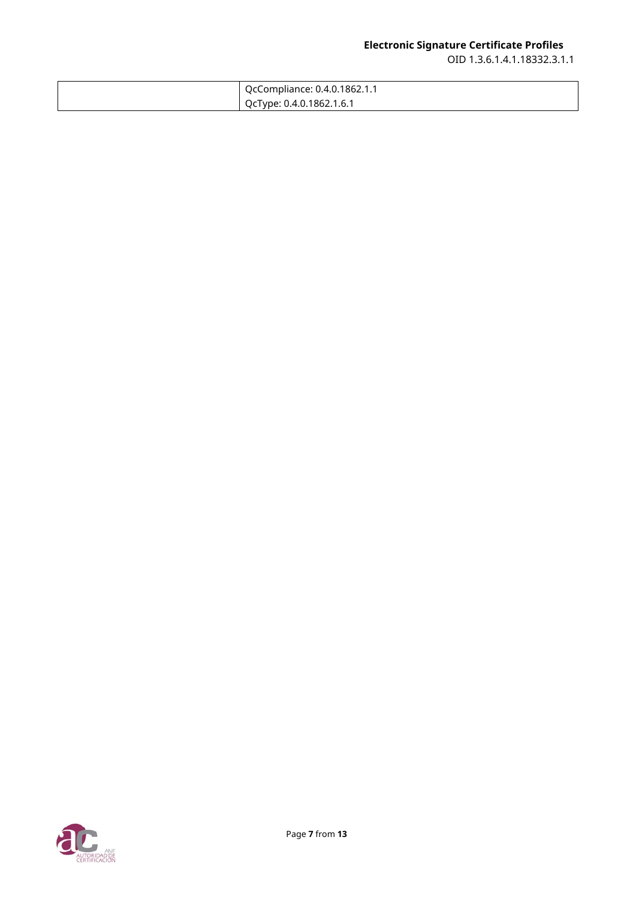| | |
|---|---|
| | QcCompliance: 0.4.0.1862.1.1<br>QcType: 0.4.0.1862.1.6.1 |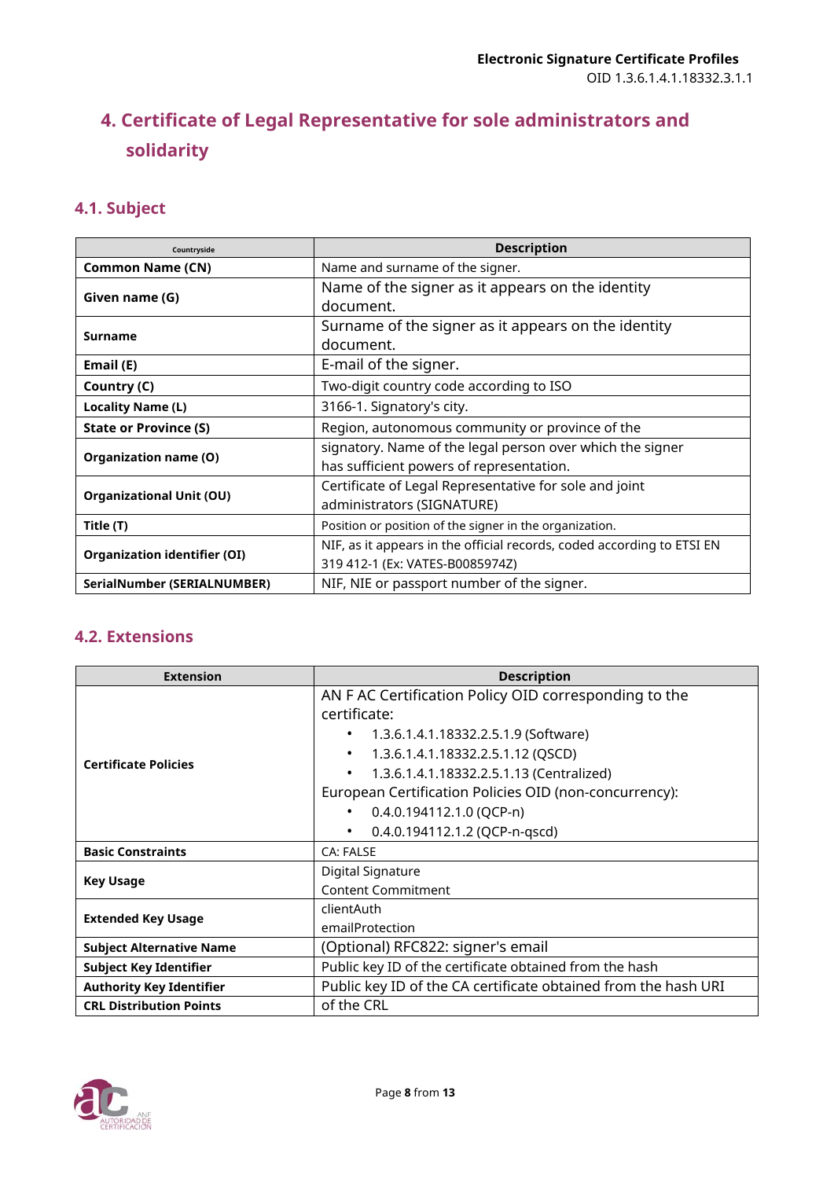## 4. Certificate of Legal Representative for sole administrators and solidarity

### 4.1. Subject

| Countryside | Description |
|---|---|
| **Common Name (CN)** | Name and surname of the signer. |
| **Given name (G)** | Name of the signer as it appears on the identity document. |
| **Surname** | Surname of the signer as it appears on the identity document. |
| **Email (E)** | E-mail of the signer. |
| **Country (C)** | Two-digit country code according to ISO |
| **Locality Name (L)** | 3166-1. Signatory's city. |
| **State or Province (S)** | Region, autonomous community or province of the |
| **Organization name (O)** | signatory. Name of the legal person over which the signer has sufficient powers of representation. |
| **Organizational Unit (OU)** | Certificate of Legal Representative for sole and joint administrators (SIGNATURE) |
| **Title (T)** | Position or position of the signer in the organization. |
| **Organization identifier (OI)** | NIF, as it appears in the official records, coded according to ETSI EN 319 412-1 (Ex: VATES-B0085974Z) |
| **SerialNumber (SERIALNUMBER)** | NIF, NIE or passport number of the signer. |

### 4.2. Extensions

| Extension | Description |
|---|---|
| **Certificate Policies** | AN F AC Certification Policy OID corresponding to the certificate:<br>• 1.3.6.1.4.1.18332.2.5.1.9 (Software)<br>• 1.3.6.1.4.1.18332.2.5.1.12 (QSCD)<br>• 1.3.6.1.4.1.18332.2.5.1.13 (Centralized)<br>European Certification Policies OID (non-concurrency):<br>• 0.4.0.194112.1.0 (QCP-n)<br>• 0.4.0.194112.1.2 (QCP-n-qscd) |
| **Basic Constraints** | CA: FALSE |
| **Key Usage** | Digital Signature<br>Content Commitment |
| **Extended Key Usage** | clientAuth<br>emailProtection |
| **Subject Alternative Name** | (Optional) RFC822: signer's email |
| **Subject Key Identifier** | Public key ID of the certificate obtained from the hash |
| **Authority Key Identifier** | Public key ID of the CA certificate obtained from the hash URI |
| **CRL Distribution Points** | of the CRL |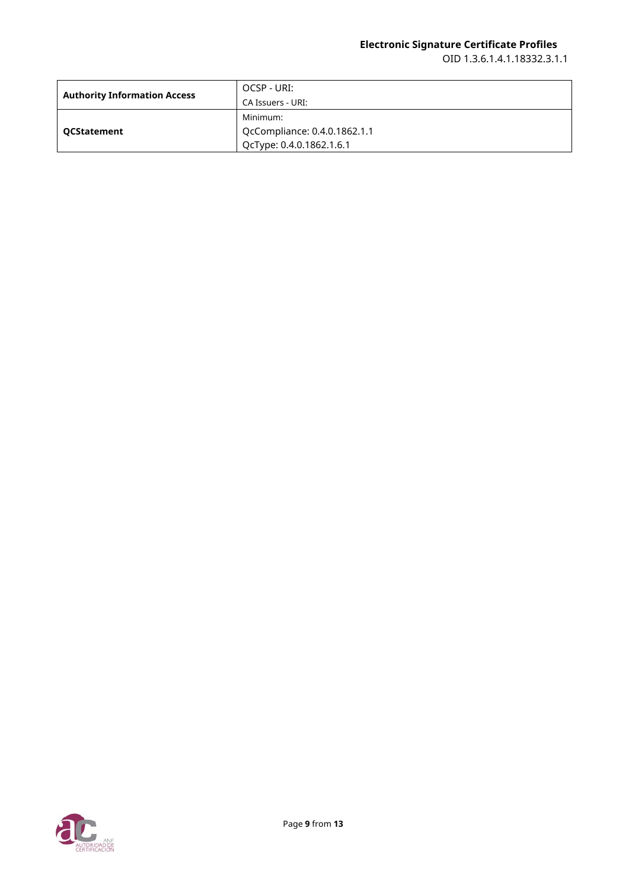| | |
|---|---|
| **Authority Information Access** | OCSP - URI:<br>CA Issuers - URI: |
| **QCStatement** | Minimum:<br>QcCompliance: 0.4.0.1862.1.1<br>QcType: 0.4.0.1862.1.6.1 |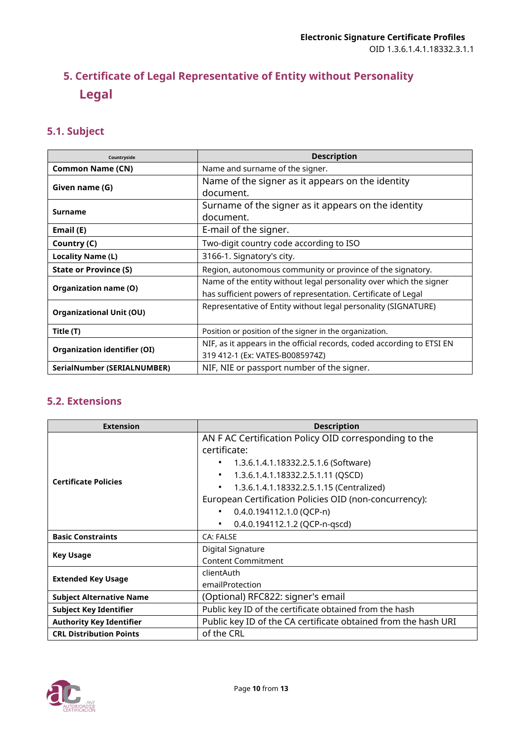## 5. Certificate of Legal Representative of Entity without Personality Legal

### 5.1. Subject

| Countryside | Description |
|---|---|
| **Common Name (CN)** | Name and surname of the signer. |
| **Given name (G)** | Name of the signer as it appears on the identity document. |
| **Surname** | Surname of the signer as it appears on the identity document. |
| **Email (E)** | E-mail of the signer. |
| **Country (C)** | Two-digit country code according to ISO |
| **Locality Name (L)** | 3166-1. Signatory's city. |
| **State or Province (S)** | Region, autonomous community or province of the signatory. |
| **Organization name (O)** | Name of the entity without legal personality over which the signer has sufficient powers of representation. Certificate of Legal |
| **Organizational Unit (OU)** | Representative of Entity without legal personality (SIGNATURE) |
| **Title (T)** | Position or position of the signer in the organization. |
| **Organization identifier (OI)** | NIF, as it appears in the official records, coded according to ETSI EN 319 412-1 (Ex: VATES-B0085974Z) |
| **SerialNumber (SERIALNUMBER)** | NIF, NIE or passport number of the signer. |

### 5.2. Extensions

| Extension | Description |
|---|---|
| **Certificate Policies** | AN F AC Certification Policy OID corresponding to the certificate:<br>• 1.3.6.1.4.1.18332.2.5.1.6 (Software)<br>• 1.3.6.1.4.1.18332.2.5.1.11 (QSCD)<br>• 1.3.6.1.4.1.18332.2.5.1.15 (Centralized)<br>European Certification Policies OID (non-concurrency):<br>• 0.4.0.194112.1.0 (QCP-n)<br>• 0.4.0.194112.1.2 (QCP-n-qscd) |
| **Basic Constraints** | CA: FALSE |
| **Key Usage** | Digital Signature<br>Content Commitment |
| **Extended Key Usage** | clientAuth<br>emailProtection |
| **Subject Alternative Name** | (Optional) RFC822: signer's email |
| **Subject Key Identifier** | Public key ID of the certificate obtained from the hash |
| **Authority Key Identifier** | Public key ID of the CA certificate obtained from the hash URI |
| **CRL Distribution Points** | of the CRL |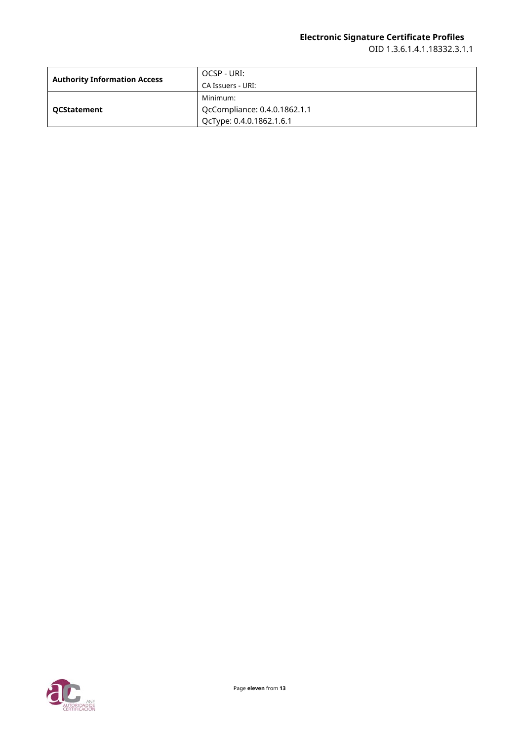| | |
|---|---|
| **Authority Information Access** | OCSP - URI:<br>CA Issuers - URI: |
| **QCStatement** | Minimum:<br>QcCompliance: 0.4.0.1862.1.1<br>QcType: 0.4.0.1862.1.6.1 |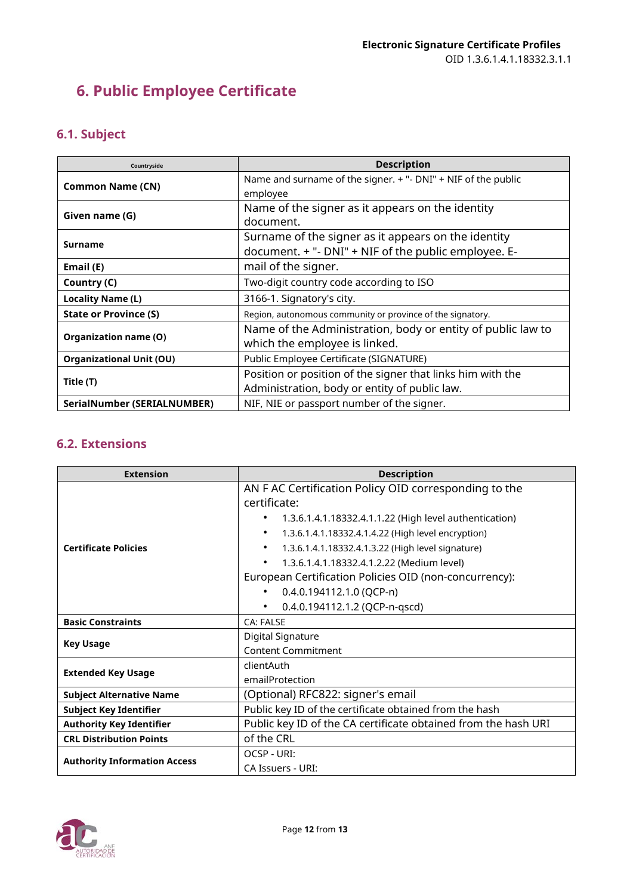# 6. Public Employee Certificate

## 6.1. Subject

| Countryside | Description |
|---|---|
| **Common Name (CN)** | Name and surname of the signer. + "- DNI" + NIF of the public employee |
| **Given name (G)** | Name of the signer as it appears on the identity document. |
| **Surname** | Surname of the signer as it appears on the identity document. + "- DNI" + NIF of the public employee. E- |
| **Email (E)** | mail of the signer. |
| **Country (C)** | Two-digit country code according to ISO |
| **Locality Name (L)** | 3166-1. Signatory's city. |
| **State or Province (S)** | Region, autonomous community or province of the signatory. |
| **Organization name (O)** | Name of the Administration, body or entity of public law to which the employee is linked. |
| **Organizational Unit (OU)** | Public Employee Certificate (SIGNATURE) |
| **Title (T)** | Position or position of the signer that links him with the Administration, body or entity of public law. |
| **SerialNumber (SERIALNUMBER)** | NIF, NIE or passport number of the signer. |

## 6.2. Extensions

| Extension | Description |
|---|---|
| **Certificate Policies** | AN F AC Certification Policy OID corresponding to the certificate:<br>• 1.3.6.1.4.1.18332.4.1.1.22 (High level authentication)<br>• 1.3.6.1.4.1.18332.4.1.4.22 (High level encryption)<br>• 1.3.6.1.4.1.18332.4.1.3.22 (High level signature)<br>• 1.3.6.1.4.1.18332.4.1.2.22 (Medium level)<br>European Certification Policies OID (non-concurrency):<br>• 0.4.0.194112.1.0 (QCP-n)<br>• 0.4.0.194112.1.2 (QCP-n-qscd) |
| **Basic Constraints** | CA: FALSE |
| **Key Usage** | Digital Signature<br>Content Commitment |
| **Extended Key Usage** | clientAuth<br>emailProtection |
| **Subject Alternative Name** | (Optional) RFC822: signer's email |
| **Subject Key Identifier** | Public key ID of the certificate obtained from the hash |
| **Authority Key Identifier** | Public key ID of the CA certificate obtained from the hash URI |
| **CRL Distribution Points** | of the CRL |
| **Authority Information Access** | OCSP - URI:<br>CA Issuers - URI: |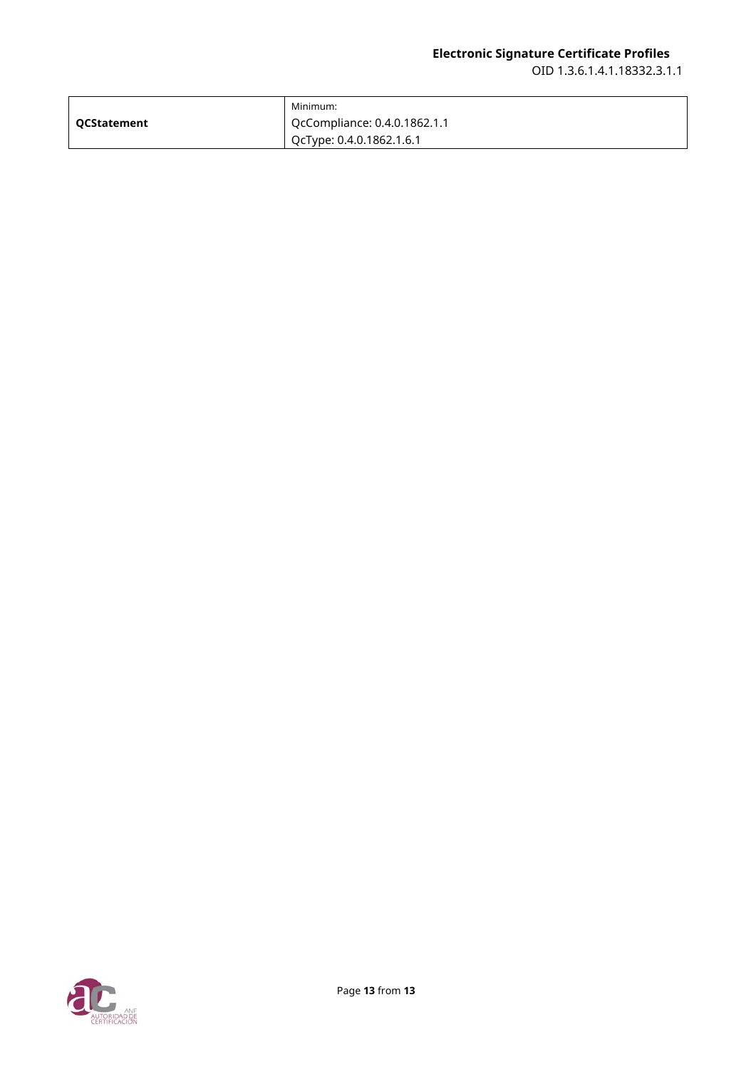| | |
|---|---|
| **QCStatement** | Minimum:<br>QcCompliance: 0.4.0.1862.1.1<br>QcType: 0.4.0.1862.1.6.1 |